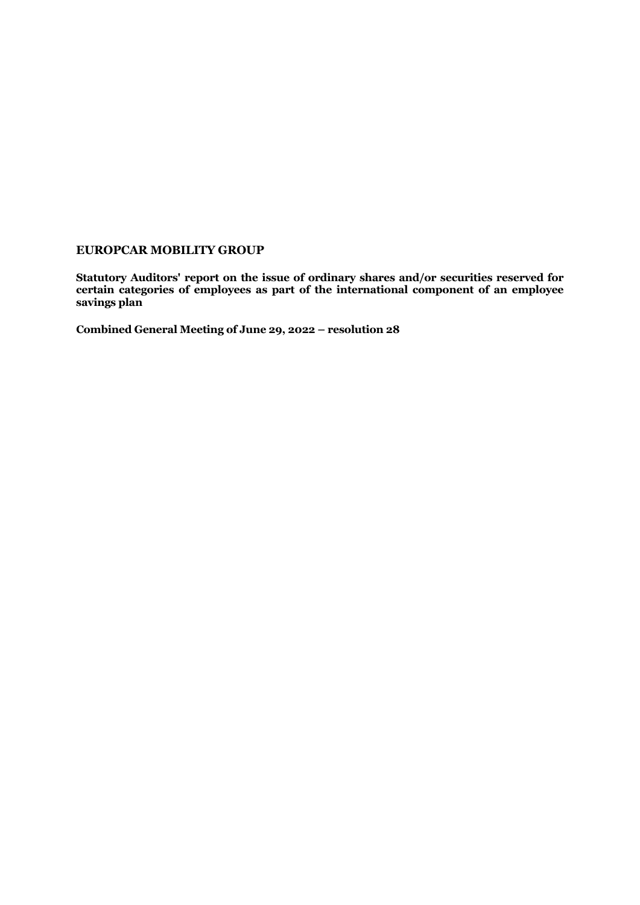# EUROPCAR MOBILITY GROUP

**Statutory Auditors' report on the issue of ordinary shares and/or securities reserved for certain categories of employees as part of the international component of an employee savings plan**

**Combined General Meeting of June 29, 2022 – resolution 28**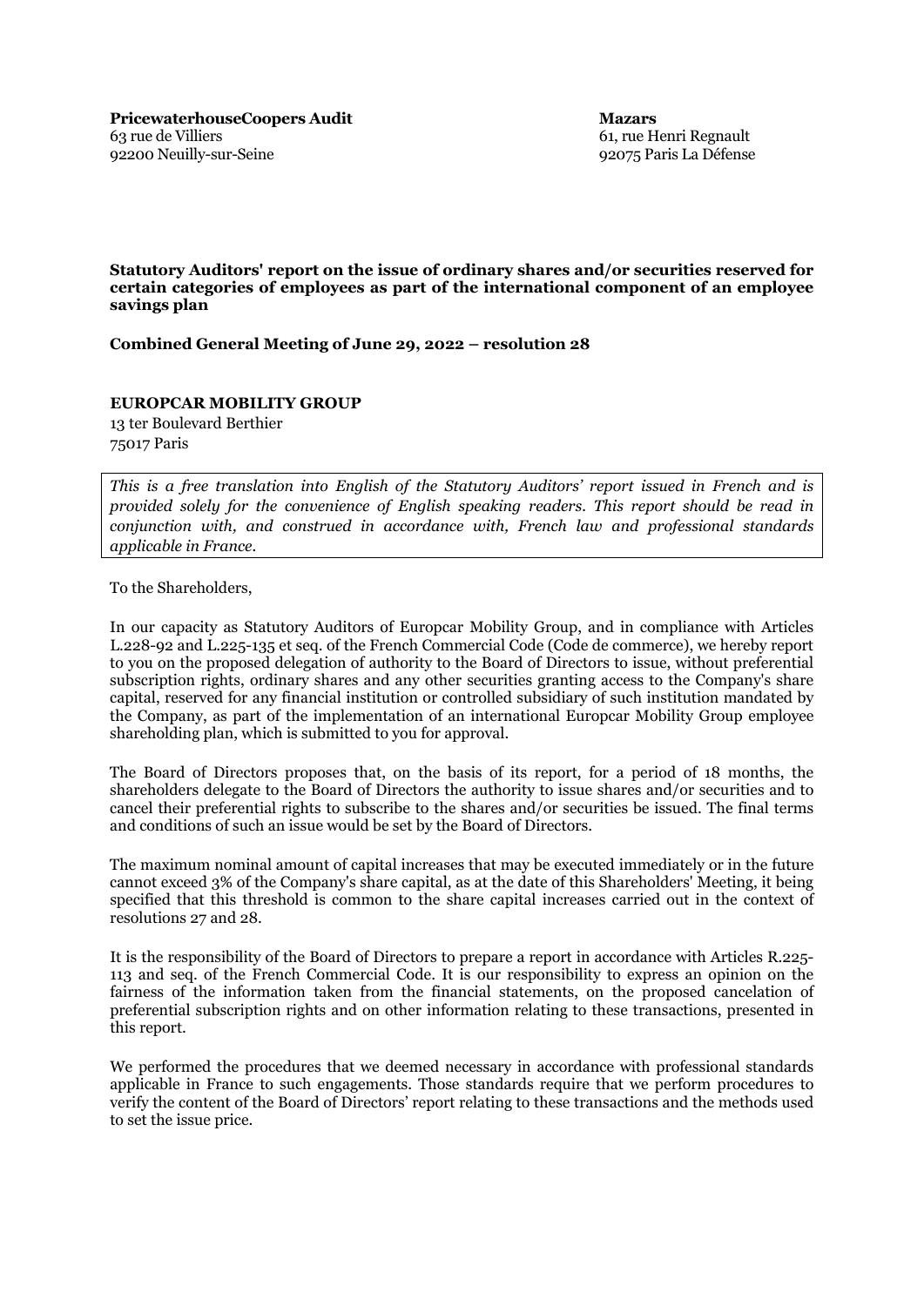**PricewaterhouseCoopers Audit**
63 rue de Villiers
92200 Neuilly-sur-Seine

**Mazars**
61, rue Henri Regnault
92075 Paris La Défense

**Statutory Auditors' report on the issue of ordinary shares and/or securities reserved for certain categories of employees as part of the international component of an employee savings plan**

**Combined General Meeting of June 29, 2022 – resolution 28**

**EUROPCAR MOBILITY GROUP**
13 ter Boulevard Berthier
75017 Paris

*This is a free translation into English of the Statutory Auditors' report issued in French and is provided solely for the convenience of English speaking readers. This report should be read in conjunction with, and construed in accordance with, French law and professional standards applicable in France.*

To the Shareholders,

In our capacity as Statutory Auditors of Europcar Mobility Group, and in compliance with Articles L.228-92 and L.225-135 et seq. of the French Commercial Code (Code de commerce), we hereby report to you on the proposed delegation of authority to the Board of Directors to issue, without preferential subscription rights, ordinary shares and any other securities granting access to the Company's share capital, reserved for any financial institution or controlled subsidiary of such institution mandated by the Company, as part of the implementation of an international Europcar Mobility Group employee shareholding plan, which is submitted to you for approval.

The Board of Directors proposes that, on the basis of its report, for a period of 18 months, the shareholders delegate to the Board of Directors the authority to issue shares and/or securities and to cancel their preferential rights to subscribe to the shares and/or securities be issued. The final terms and conditions of such an issue would be set by the Board of Directors.

The maximum nominal amount of capital increases that may be executed immediately or in the future cannot exceed 3% of the Company's share capital, as at the date of this Shareholders' Meeting, it being specified that this threshold is common to the share capital increases carried out in the context of resolutions 27 and 28.

It is the responsibility of the Board of Directors to prepare a report in accordance with Articles R.225-113 and seq. of the French Commercial Code. It is our responsibility to express an opinion on the fairness of the information taken from the financial statements, on the proposed cancelation of preferential subscription rights and on other information relating to these transactions, presented in this report.

We performed the procedures that we deemed necessary in accordance with professional standards applicable in France to such engagements. Those standards require that we perform procedures to verify the content of the Board of Directors' report relating to these transactions and the methods used to set the issue price.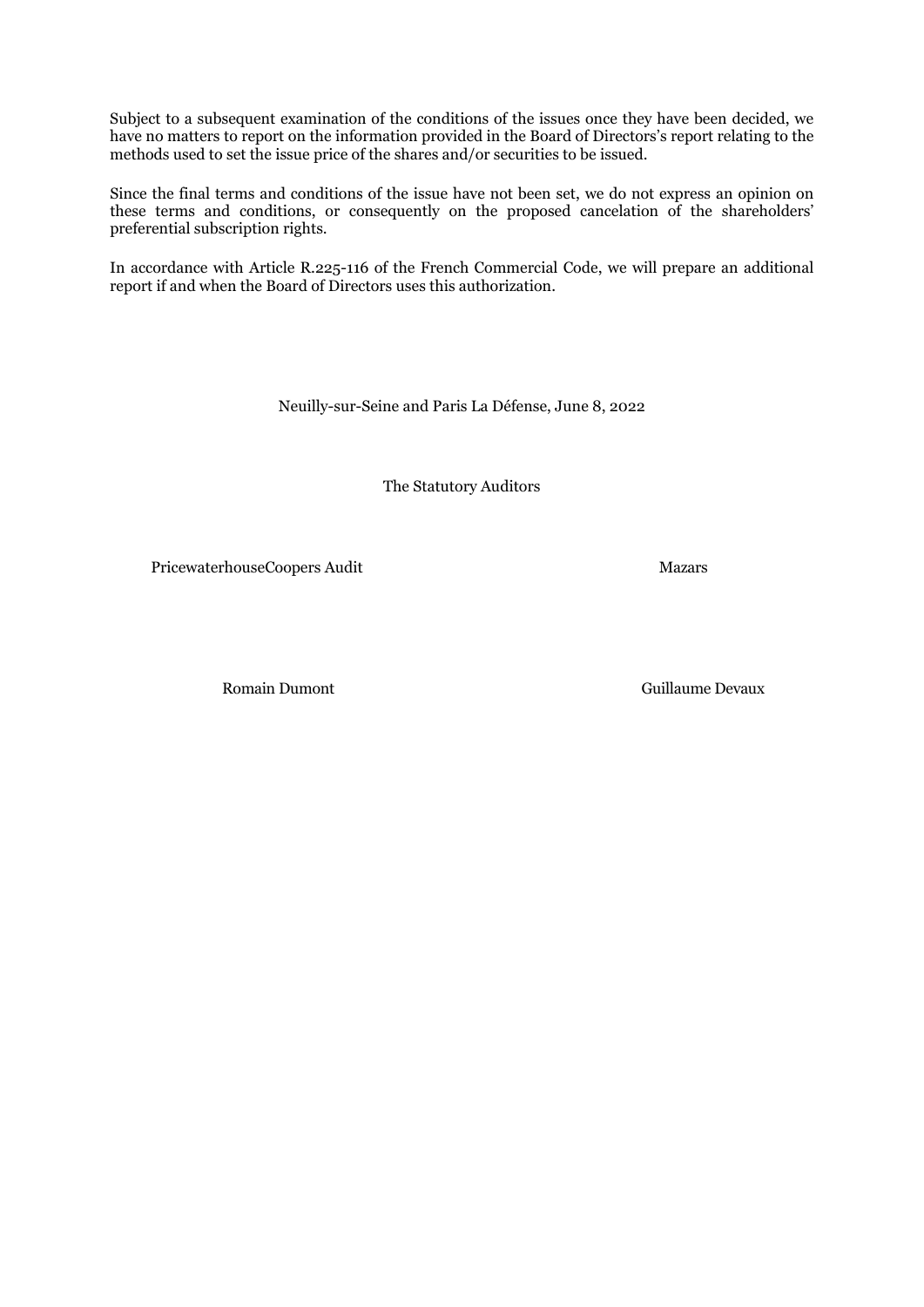Subject to a subsequent examination of the conditions of the issues once they have been decided, we have no matters to report on the information provided in the Board of Directors's report relating to the methods used to set the issue price of the shares and/or securities to be issued.

Since the final terms and conditions of the issue have not been set, we do not express an opinion on these terms and conditions, or consequently on the proposed cancelation of the shareholders' preferential subscription rights.

In accordance with Article R.225-116 of the French Commercial Code, we will prepare an additional report if and when the Board of Directors uses this authorization.

Neuilly-sur-Seine and Paris La Défense, June 8, 2022

The Statutory Auditors

PricewaterhouseCoopers Audit

Romain Dumont

Mazars

Guillaume Devaux